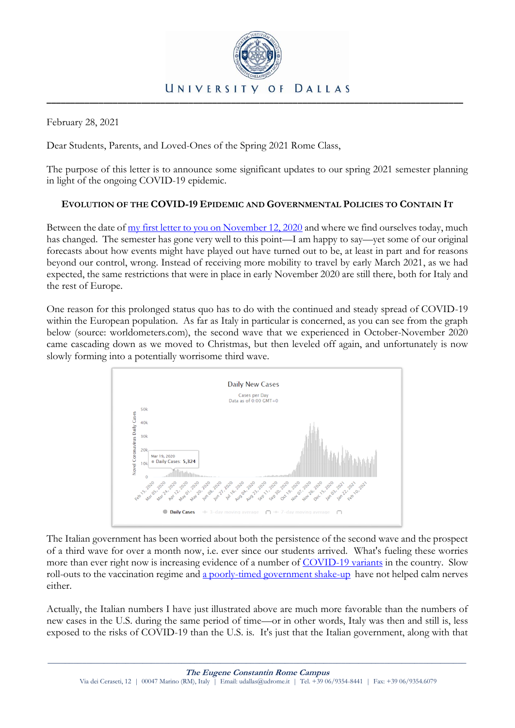# UNIVERSITY OF DALLAS

February 28, 2021

Dear Students, Parents, and Loved-Ones of the Spring 2021 Rome Class,

The purpose of this letter is to announce some significant updates to our spring 2021 semester planning in light of the ongoing COVID-19 epidemic.

## EVOLUTION OF THE COVID-19 EPIDEMIC AND GOVERNMENTAL POLICIES TO CONTAIN IT

Between the date of [my first letter to you on November 12, 2020] and where we find ourselves today, much has changed. The semester has gone very well to this point—I am happy to say—yet some of our original forecasts about how events might have played out have turned out to be, at least in part and for reasons beyond our control, wrong. Instead of receiving more mobility to travel by early March 2021, as we had expected, the same restrictions that were in place in early November 2020 are still there, both for Italy and the rest of Europe.

One reason for this prolonged status quo has to do with the continued and steady spread of COVID-19 within the European population. As far as Italy in particular is concerned, as you can see from the graph below (source: worldometers.com), the second wave that we experienced in October-November 2020 came cascading down as we moved to Christmas, but then leveled off again, and unfortunately is now slowly forming into a potentially worrisome third wave.

The Italian government has been worried about both the persistence of the second wave and the prospect of a third wave for over a month now, i.e. ever since our students arrived. What's fueling these worries more than ever right now is increasing evidence of a number of [COVID-19 variants] in the country. Slow roll-outs to the vaccination regime and [a poorly-timed government shake-up] have not helped calm nerves either.

Actually, the Italian numbers I have just illustrated above are much more favorable than the numbers of new cases in the U.S. during the same period of time—or in other words, Italy was then and still is, less exposed to the risks of COVID-19 than the U.S. is. It's just that the Italian government, along with that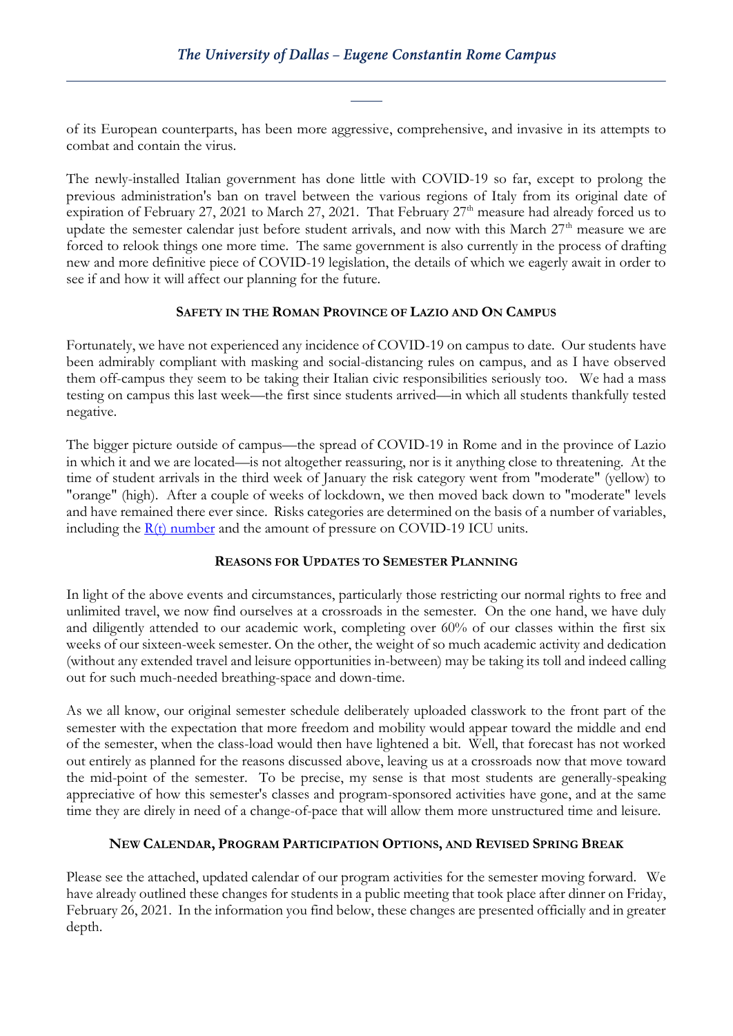of its European counterparts, has been more aggressive, comprehensive, and invasive in its attempts to combat and contain the virus.

The newly-installed Italian government has done little with COVID-19 so far, except to prolong the previous administration's ban on travel between the various regions of Italy from its original date of expiration of February 27, 2021 to March 27, 2021. That February 27th measure had already forced us to update the semester calendar just before student arrivals, and now with this March 27th measure we are forced to relook things one more time. The same government is also currently in the process of drafting new and more definitive piece of COVID-19 legislation, the details of which we eagerly await in order to see if and how it will affect our planning for the future.

## SAFETY IN THE ROMAN PROVINCE OF LAZIO AND ON CAMPUS

Fortunately, we have not experienced any incidence of COVID-19 on campus to date. Our students have been admirably compliant with masking and social-distancing rules on campus, and as I have observed them off-campus they seem to be taking their Italian civic responsibilities seriously too. We had a mass testing on campus this last week—the first since students arrived—in which all students thankfully tested negative.

The bigger picture outside of campus—the spread of COVID-19 in Rome and in the province of Lazio in which it and we are located—is not altogether reassuring, nor is it anything close to threatening. At the time of student arrivals in the third week of January the risk category went from "moderate" (yellow) to "orange" (high). After a couple of weeks of lockdown, we then moved back down to "moderate" levels and have remained there ever since. Risks categories are determined on the basis of a number of variables, including the R(t) number and the amount of pressure on COVID-19 ICU units.

## REASONS FOR UPDATES TO SEMESTER PLANNING

In light of the above events and circumstances, particularly those restricting our normal rights to free and unlimited travel, we now find ourselves at a crossroads in the semester. On the one hand, we have duly and diligently attended to our academic work, completing over 60% of our classes within the first six weeks of our sixteen-week semester. On the other, the weight of so much academic activity and dedication (without any extended travel and leisure opportunities in-between) may be taking its toll and indeed calling out for such much-needed breathing-space and down-time.

As we all know, our original semester schedule deliberately uploaded classwork to the front part of the semester with the expectation that more freedom and mobility would appear toward the middle and end of the semester, when the class-load would then have lightened a bit. Well, that forecast has not worked out entirely as planned for the reasons discussed above, leaving us at a crossroads now that move toward the mid-point of the semester. To be precise, my sense is that most students are generally-speaking appreciative of how this semester's classes and program-sponsored activities have gone, and at the same time they are direly in need of a change-of-pace that will allow them more unstructured time and leisure.

## NEW CALENDAR, PROGRAM PARTICIPATION OPTIONS, AND REVISED SPRING BREAK

Please see the attached, updated calendar of our program activities for the semester moving forward. We have already outlined these changes for students in a public meeting that took place after dinner on Friday, February 26, 2021. In the information you find below, these changes are presented officially and in greater depth.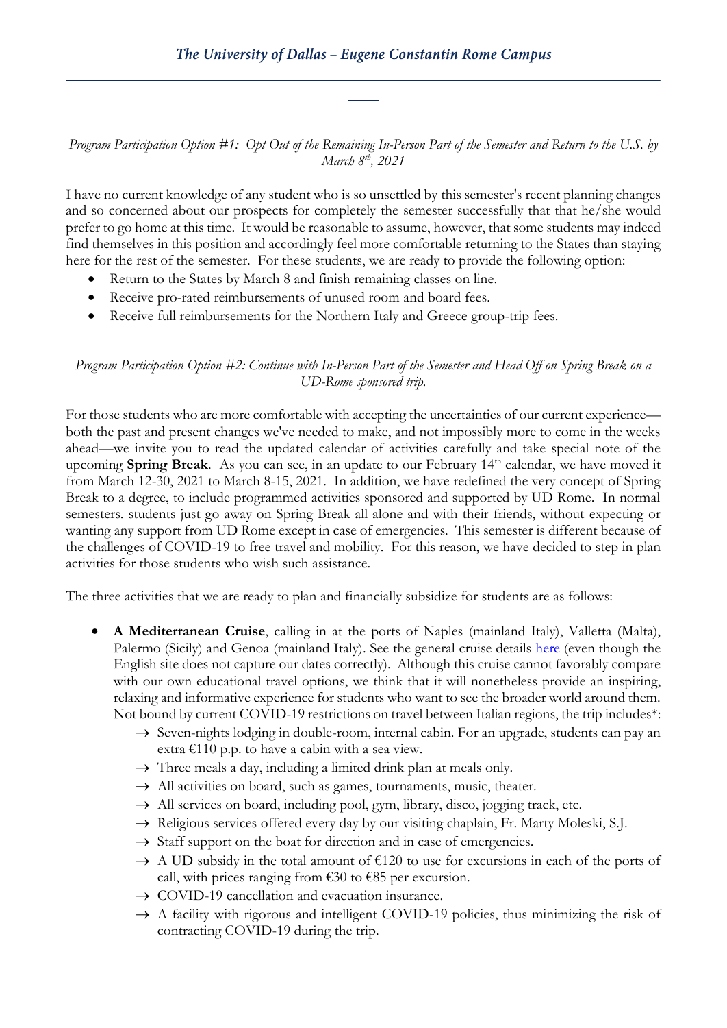*Program Participation Option #1: Opt Out of the Remaining In-Person Part of the Semester and Return to the U.S. by March 8th, 2021*

I have no current knowledge of any student who is so unsettled by this semester's recent planning changes and so concerned about our prospects for completely the semester successfully that that he/she would prefer to go home at this time. It would be reasonable to assume, however, that some students may indeed find themselves in this position and accordingly feel more comfortable returning to the States than staying here for the rest of the semester. For these students, we are ready to provide the following option:

- Return to the States by March 8 and finish remaining classes on line.
- Receive pro-rated reimbursements of unused room and board fees.
- Receive full reimbursements for the Northern Italy and Greece group-trip fees.

*Program Participation Option #2: Continue with In-Person Part of the Semester and Head Off on Spring Break on a UD-Rome sponsored trip.*

For those students who are more comfortable with accepting the uncertainties of our current experience—both the past and present changes we've needed to make, and not impossibly more to come in the weeks ahead—we invite you to read the updated calendar of activities carefully and take special note of the upcoming **Spring Break**. As you can see, in an update to our February 14th calendar, we have moved it from March 12-30, 2021 to March 8-15, 2021. In addition, we have redefined the very concept of Spring Break to a degree, to include programmed activities sponsored and supported by UD Rome. In normal semesters. students just go away on Spring Break all alone and with their friends, without expecting or wanting any support from UD Rome except in case of emergencies. This semester is different because of the challenges of COVID-19 to free travel and mobility. For this reason, we have decided to step in plan activities for those students who wish such assistance.

The three activities that we are ready to plan and financially subsidize for students are as follows:

- **A Mediterranean Cruise**, calling in at the ports of Naples (mainland Italy), Valletta (Malta), Palermo (Sicily) and Genoa (mainland Italy). See the general cruise details here (even though the English site does not capture our dates correctly). Although this cruise cannot favorably compare with our own educational travel options, we think that it will nonetheless provide an inspiring, relaxing and informative experience for students who want to see the broader world around them. Not bound by current COVID-19 restrictions on travel between Italian regions, the trip includes*:
  - → Seven-nights lodging in double-room, internal cabin. For an upgrade, students can pay an extra €110 p.p. to have a cabin with a sea view.
  - → Three meals a day, including a limited drink plan at meals only.
  - → All activities on board, such as games, tournaments, music, theater.
  - → All services on board, including pool, gym, library, disco, jogging track, etc.
  - → Religious services offered every day by our visiting chaplain, Fr. Marty Moleski, S.J.
  - → Staff support on the boat for direction and in case of emergencies.
  - → A UD subsidy in the total amount of €120 to use for excursions in each of the ports of call, with prices ranging from €30 to €85 per excursion.
  - → COVID-19 cancellation and evacuation insurance.
  - → A facility with rigorous and intelligent COVID-19 policies, thus minimizing the risk of contracting COVID-19 during the trip.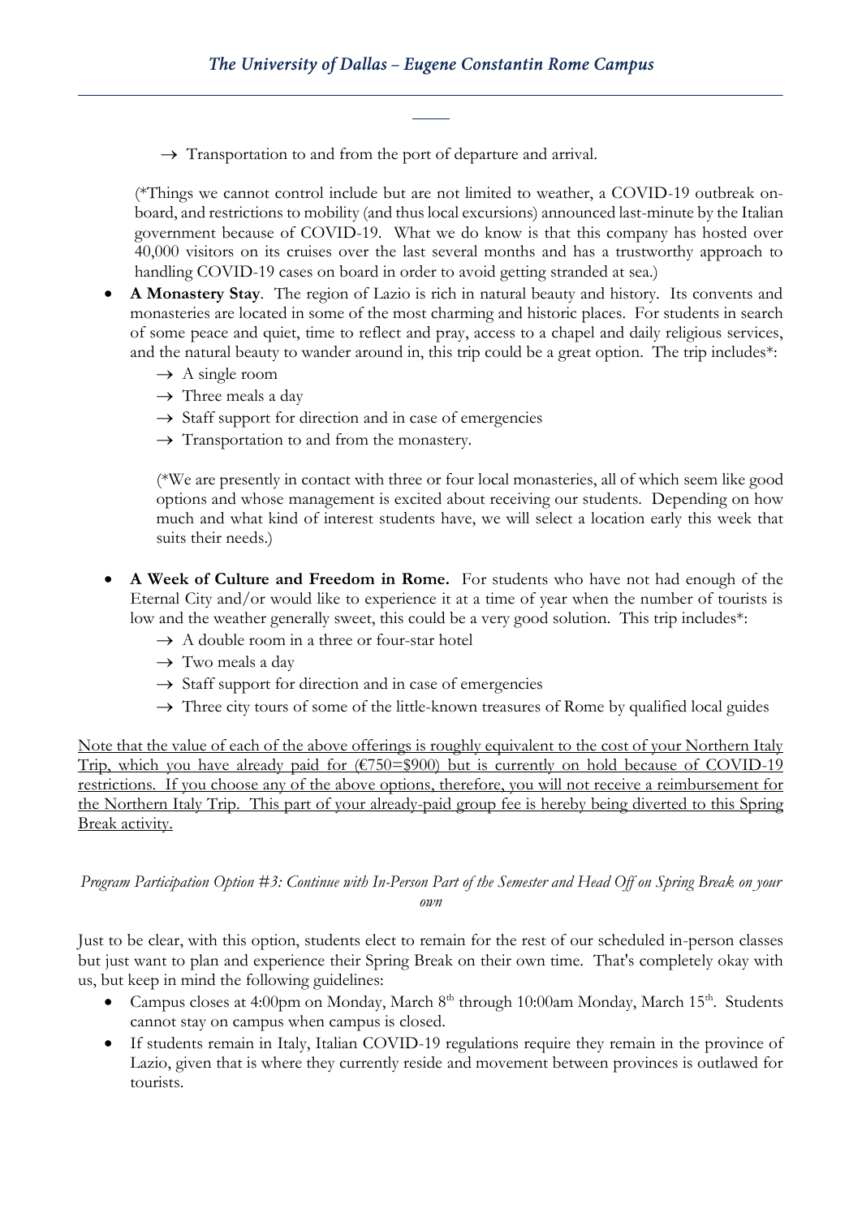→ Transportation to and from the port of departure and arrival.

(*Things we cannot control include but are not limited to weather, a COVID-19 outbreak on-board, and restrictions to mobility (and thus local excursions) announced last-minute by the Italian government because of COVID-19. What we do know is that this company has hosted over 40,000 visitors on its cruises over the last several months and has a trustworthy approach to handling COVID-19 cases on board in order to avoid getting stranded at sea.)

- **A Monastery Stay**. The region of Lazio is rich in natural beauty and history. Its convents and monasteries are located in some of the most charming and historic places. For students in search of some peace and quiet, time to reflect and pray, access to a chapel and daily religious services, and the natural beauty to wander around in, this trip could be a great option. The trip includes*:
  - → A single room
  - → Three meals a day
  - → Staff support for direction and in case of emergencies
  - → Transportation to and from the monastery.

  (*We are presently in contact with three or four local monasteries, all of which seem like good options and whose management is excited about receiving our students. Depending on how much and what kind of interest students have, we will select a location early this week that suits their needs.)

- **A Week of Culture and Freedom in Rome.** For students who have not had enough of the Eternal City and/or would like to experience it at a time of year when the number of tourists is low and the weather generally sweet, this could be a very good solution. This trip includes*:
  - → A double room in a three or four-star hotel
  - → Two meals a day
  - → Staff support for direction and in case of emergencies
  - → Three city tours of some of the little-known treasures of Rome by qualified local guides

<u>Note that the value of each of the above offerings is roughly equivalent to the cost of your Northern Italy Trip, which you have already paid for (€750=$900) but is currently on hold because of COVID-19 restrictions. If you choose any of the above options, therefore, you will not receive a reimbursement for the Northern Italy Trip. This part of your already-paid group fee is hereby being diverted to this Spring Break activity.</u>

*Program Participation Option #3: Continue with In-Person Part of the Semester and Head Off on Spring Break on your own*

Just to be clear, with this option, students elect to remain for the rest of our scheduled in-person classes but just want to plan and experience their Spring Break on their own time. That's completely okay with us, but keep in mind the following guidelines:

- Campus closes at 4:00pm on Monday, March 8th through 10:00am Monday, March 15th. Students cannot stay on campus when campus is closed.
- If students remain in Italy, Italian COVID-19 regulations require they remain in the province of Lazio, given that is where they currently reside and movement between provinces is outlawed for tourists.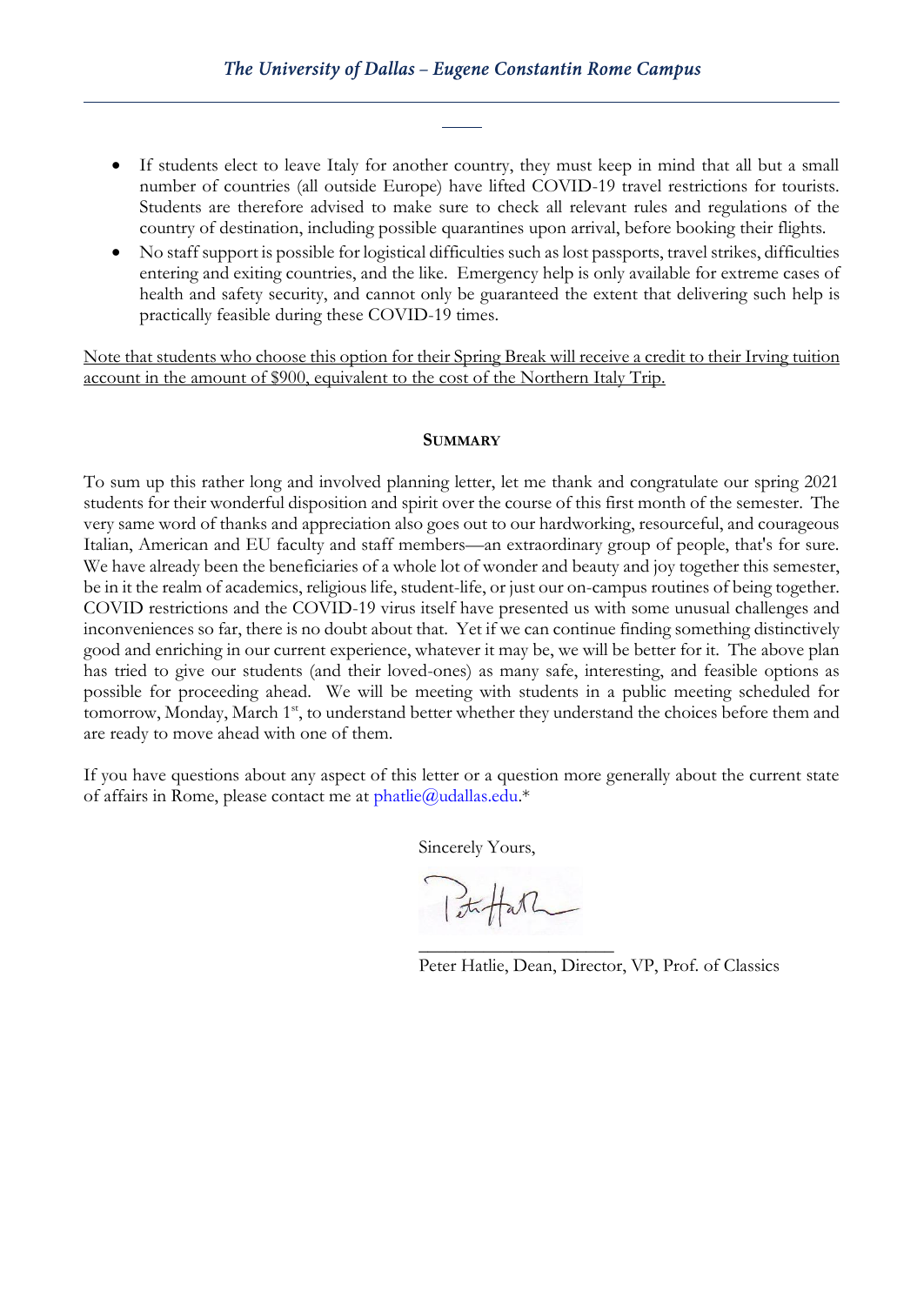- If students elect to leave Italy for another country, they must keep in mind that all but a small number of countries (all outside Europe) have lifted COVID-19 travel restrictions for tourists. Students are therefore advised to make sure to check all relevant rules and regulations of the country of destination, including possible quarantines upon arrival, before booking their flights.
- No staff support is possible for logistical difficulties such as lost passports, travel strikes, difficulties entering and exiting countries, and the like. Emergency help is only available for extreme cases of health and safety security, and cannot only be guaranteed the extent that delivering such help is practically feasible during these COVID-19 times.

<u>Note that students who choose this option for their Spring Break will receive a credit to their Irving tuition account in the amount of $900, equivalent to the cost of the Northern Italy Trip.</u>

## SUMMARY

To sum up this rather long and involved planning letter, let me thank and congratulate our spring 2021 students for their wonderful disposition and spirit over the course of this first month of the semester. The very same word of thanks and appreciation also goes out to our hardworking, resourceful, and courageous Italian, American and EU faculty and staff members—an extraordinary group of people, that's for sure. We have already been the beneficiaries of a whole lot of wonder and beauty and joy together this semester, be in it the realm of academics, religious life, student-life, or just our on-campus routines of being together. COVID restrictions and the COVID-19 virus itself have presented us with some unusual challenges and inconveniences so far, there is no doubt about that. Yet if we can continue finding something distinctively good and enriching in our current experience, whatever it may be, we will be better for it. The above plan has tried to give our students (and their loved-ones) as many safe, interesting, and feasible options as possible for proceeding ahead. We will be meeting with students in a public meeting scheduled for tomorrow, Monday, March 1st, to understand better whether they understand the choices before them and are ready to move ahead with one of them.

If you have questions about any aspect of this letter or a question more generally about the current state of affairs in Rome, please contact me at phatlie@udallas.edu.*

Sincerely Yours,

Peter Hatlie, Dean, Director, VP, Prof. of Classics